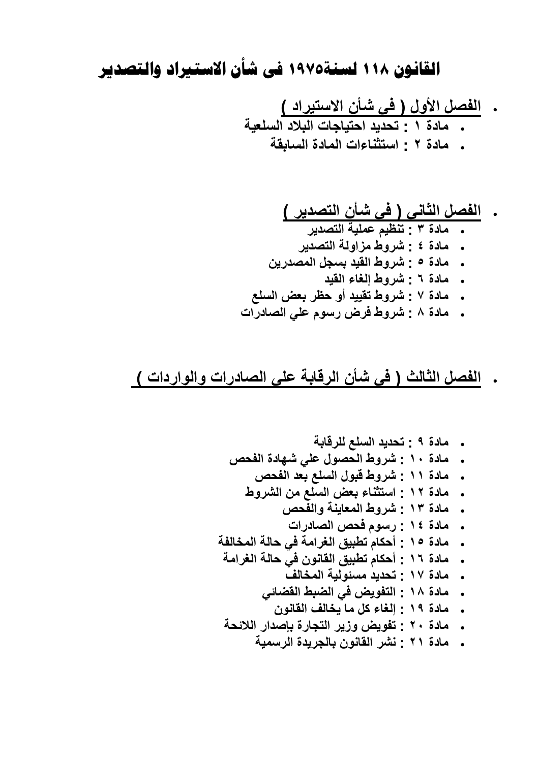# القانون ١١٨ لسنة١٩٧٥ فى شأن الاستيراد والتصدير

- **الفصل الأول ( فى شأن الاستيراد )**
  - **مادة ١ : تحديد احتياجات البلاد السلعية**
  - **مادة ٢ : استثناءات المادة السابقة**

- **الفصل الثاني ( فى شأن التصدير )**
  - **مادة ٣ : تنظيم عملية التصدير**
  - **مادة ٤ : شروط مزاولة التصدير**
  - **مادة ٥ : شروط القيد بسجل المصدرين**
  - **مادة ٦ : شروط إلغاء القيد**
  - **مادة ٧ : شروط تقييد أو حظر بعض السلع**
  - **مادة ٨ : شروط فرض رسوم علي الصادرات**

- **الفصل الثالث ( فى شأن الرقابة على الصادرات والواردات )**

  - **مادة ٩ : تحديد السلع للرقابة**
  - **مادة ١٠ : شروط الحصول علي شهادة الفحص**
  - **مادة ١١ : شروط قبول السلع بعد الفحص**
  - **مادة ١٢ : استثناء بعض السلع من الشروط**
  - **مادة ١٣ : شروط المعاينة والفحص**
  - **مادة ١٤ : رسوم فحص الصادرات**
  - **مادة ١٥ : أحكام تطبيق الغرامة في حالة المخالفة**
  - **مادة ١٦ : أحكام تطبيق القانون في حالة الغرامة**
  - **مادة ١٧ : تحديد مسئولية المخالف**
  - **مادة ١٨ : التفويض في الضبط القضائي**
  - **مادة ١٩ : إلغاء كل ما يخالف القانون**
  - **مادة ٢٠ : تفويض وزير التجارة بإصدار اللائحة**
  - **مادة ٢١ : نشر القانون بالجريدة الرسمية**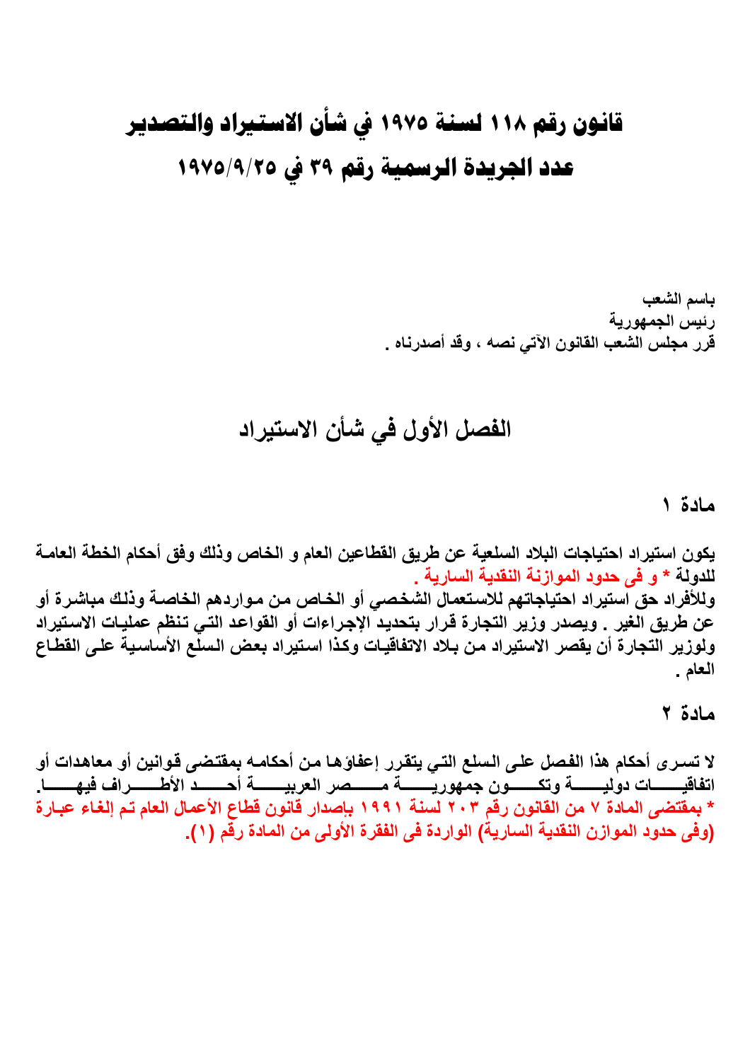# قانون رقم ١١٨ لسنة ١٩٧٥ في شأن الاستيراد والتصدير

## عدد الجريدة الرسمية رقم ٣٩ في ١٩٧٥/٩/٢٥

باسم الشعب

رئيس الجمهورية

قرر مجلس الشعب القانون الآتي نصه ، وقد أصدرناه .

## الفصل الأول في شأن الاستيراد

### مادة ١

يكون استيراد احتياجات البلاد السلعية عن طريق القطاعين العام و الخاص وذلك وفق أحكام الخطة العامة للدولة * و فى حدود الموازنة النقدية السارية .

وللأفراد حق استيراد احتياجاتهم للاستعمال الشخصي أو الخاص من مواردهم الخاصة وذلك مباشرة أو عن طريق الغير . ويصدر وزير التجارة قرار بتحديد الإجراءات أو القواعد التي تنظم عمليات الاستيراد ولوزير التجارة أن يقصر الاستيراد من بلاد الاتفاقيات وكذا استيراد بعض السلع الأساسية على القطاع العام .

### مادة ٢

لا تسرى أحكام هذا الفصل على السلع التي يتقرر إعفاؤها من أحكامه بمقتضى قوانين أو معاهدات أو اتفاقيات دولية وتكون جمهورية مصر العربية أحد الأطراف فيها.

* بمقتضى المادة ٧ من القانون رقم ٢٠٣ لسنة ١٩٩١ بإصدار قانون قطاع الأعمال العام تم إلغاء عبارة (وفى حدود الموازن النقدية السارية) الواردة فى الفقرة الأولى من المادة رقم (١).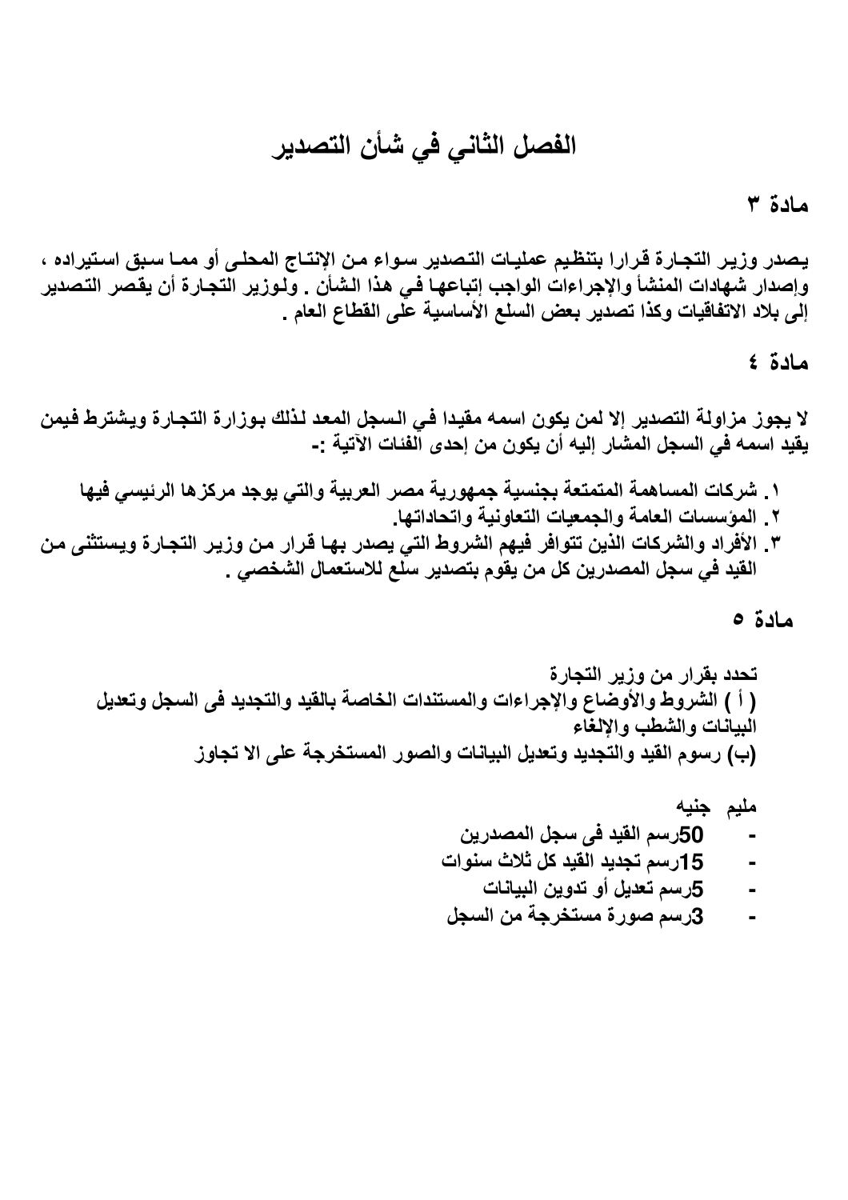# الفصل الثاني في شأن التصدير

## مادة ٣

يصدر وزير التجارة قرارا بتنظيم عمليات التصدير سواء من الإنتاج المحلى أو مما سبق استيراده ، وإصدار شهادات المنشأ والإجراءات الواجب إتباعها في هذا الشأن . ولوزير التجارة أن يقصر التصدير إلى بلاد الاتفاقيات وكذا تصدير بعض السلع الأساسية على القطاع العام .

## مادة ٤

لا يجوز مزاولة التصدير إلا لمن يكون اسمه مقيدا في السجل المعد لذلك بوزارة التجارة ويشترط فيمن يقيد اسمه في السجل المشار إليه أن يكون من إحدى الفئات الآتية :-

١. شركات المساهمة المتمتعة بجنسية جمهورية مصر العربية والتي يوجد مركزها الرئيسي فيها
٢. المؤسسات العامة والجمعيات التعاونية واتحاداتها.
٣. الأفراد والشركات الذين تتوافر فيهم الشروط التي يصدر بها قرار من وزير التجارة ويستثنى من القيد في سجل المصدرين كل من يقوم بتصدير سلع للاستعمال الشخصي .

## مادة ٥

تحدد بقرار من وزير التجارة
( أ ) الشروط والأوضاع والإجراءات والمستندات الخاصة بالقيد والتجديد فى السجل وتعديل البيانات والشطب والإلغاء
(ب) رسوم القيد والتجديد وتعديل البيانات والصور المستخرجة على الا تجاوز

مليم جنيه

- 50 رسم القيد فى سجل المصدرين
- 15 رسم تجديد القيد كل ثلاث سنوات
- 5 رسم تعديل أو تدوين البيانات
- 3 رسم صورة مستخرجة من السجل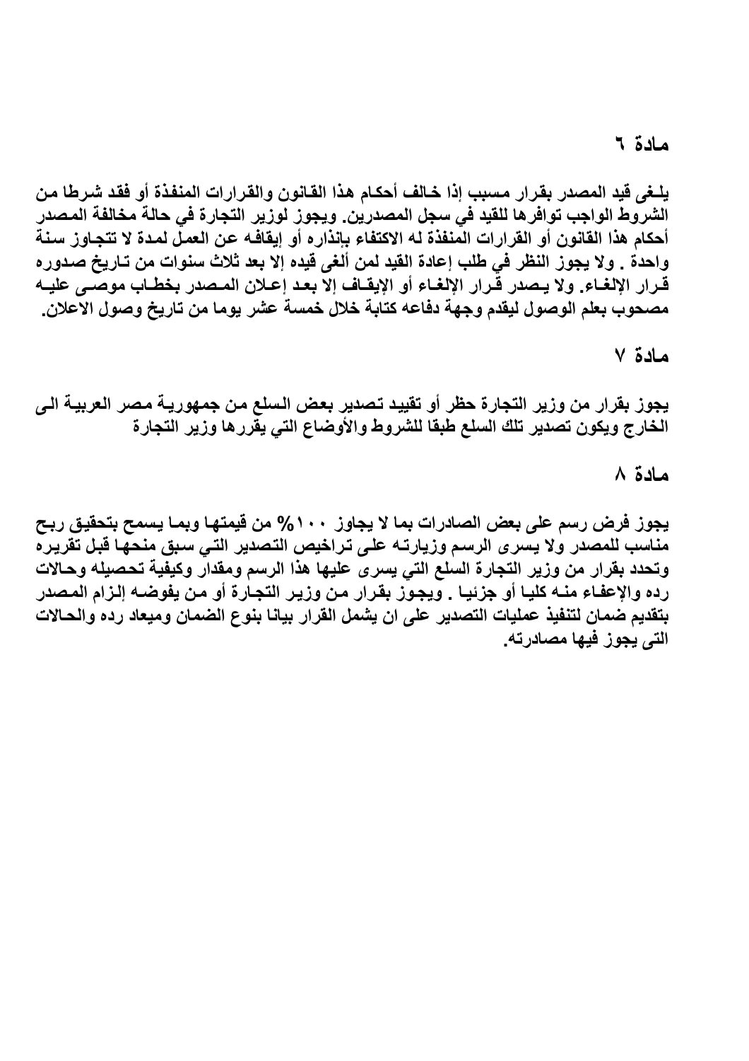## مادة ٦

يلغى قيد المصدر بقرار مسبب إذا خالف أحكام هذا القانون والقرارات المنفذة أو فقد شرطا من الشروط الواجب توافرها للقيد في سجل المصدرين. ويجوز لوزير التجارة في حالة مخالفة المصدر أحكام هذا القانون أو القرارات المنفذة له الاكتفاء بإنذاره أو إيقافه عن العمل لمدة لا تتجاوز سنة واحدة . ولا يجوز النظر في طلب إعادة القيد لمن ألغى قيده إلا بعد ثلاث سنوات من تاريخ صدوره قرار الإلغاء. ولا يصدر قرار الإلغاء أو الإيقاف إلا بعد إعلان المصدر بخطاب موصى عليه مصحوب بعلم الوصول ليقدم وجهة دفاعه كتابة خلال خمسة عشر يوما من تاريخ وصول الاعلان.

## مادة ٧

يجوز بقرار من وزير التجارة حظر أو تقييد تصدير بعض السلع من جمهورية مصر العربية الى الخارج ويكون تصدير تلك السلع طبقا للشروط والأوضاع التي يقررها وزير التجارة

## مادة ٨

يجوز فرض رسم على بعض الصادرات بما لا يجاوز ١٠٠% من قيمتها وبما يسمح بتحقيق ربح مناسب للمصدر ولا يسرى الرسم وزيارته على تراخيص التصدير التي سبق منحها قبل تقريره وتحدد بقرار من وزير التجارة السلع التي يسرى عليها هذا الرسم ومقدار وكيفية تحصيله وحالات رده والإعفاء منه كليا أو جزئيا . ويجوز بقرار من وزير التجارة أو من يفوضه إلزام المصدر بتقديم ضمان لتنفيذ عمليات التصدير على ان يشمل القرار بيانا بنوع الضمان وميعاد رده والحالات التى يجوز فيها مصادرته.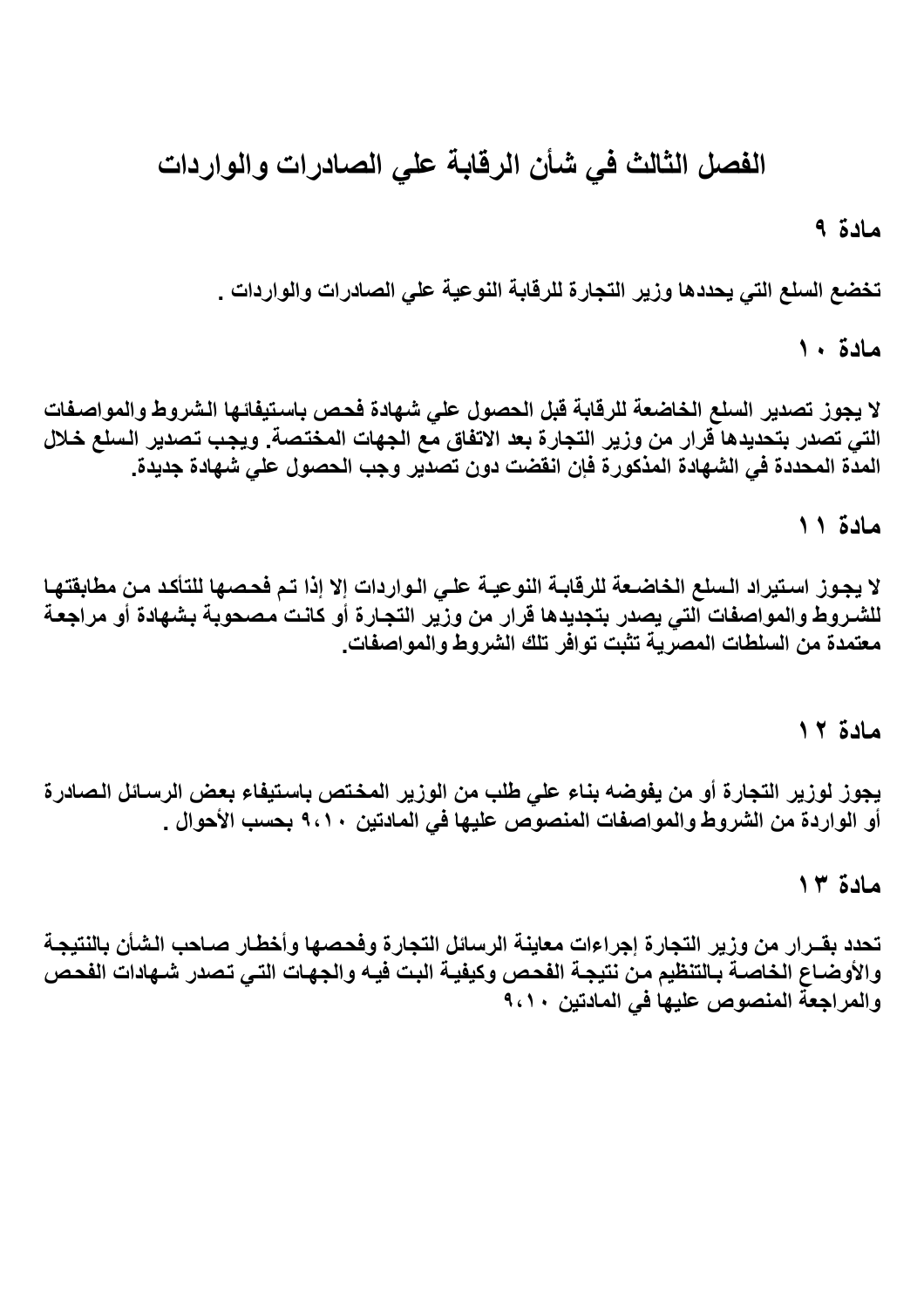# الفصل الثالث في شأن الرقابة علي الصادرات والواردات

## مادة ٩

تخضع السلع التي يحددها وزير التجارة للرقابة النوعية علي الصادرات والواردات .

## مادة ١٠

لا يجوز تصدير السلع الخاضعة للرقابة قبل الحصول علي شهادة فحص باستيفائها الشروط والمواصفات التي تصدر بتحديدها قرار من وزير التجارة بعد الاتفاق مع الجهات المختصة. ويجب تصدير السلع خلال المدة المحددة في الشهادة المذكورة فإن انقضت دون تصدير وجب الحصول علي شهادة جديدة.

## مادة ١١

لا يجوز استيراد السلع الخاضعة للرقابة النوعية علي الواردات إلا إذا تم فحصها للتأكد من مطابقتها للشروط والمواصفات التي يصدر بتجديدها قرار من وزير التجارة أو كانت مصحوبة بشهادة أو مراجعة معتمدة من السلطات المصرية تثبت توافر تلك الشروط والمواصفات.

## مادة ١٢

يجوز لوزير التجارة أو من يفوضه بناء علي طلب من الوزير المختص باستيفاء بعض الرسائل الصادرة أو الواردة من الشروط والمواصفات المنصوص عليها في المادتين ٩،١٠ بحسب الأحوال .

## مادة ١٣

تحدد بقـرار من وزير التجارة إجراءات معاينة الرسائل التجارة وفحصها وأخطار صاحب الشأن بالنتيجة والأوضاع الخاصة بالتنظيم من نتيجة الفحص وكيفية البت فيه والجهات التي تصدر شهادات الفحص والمراجعة المنصوص عليها في المادتين ٩،١٠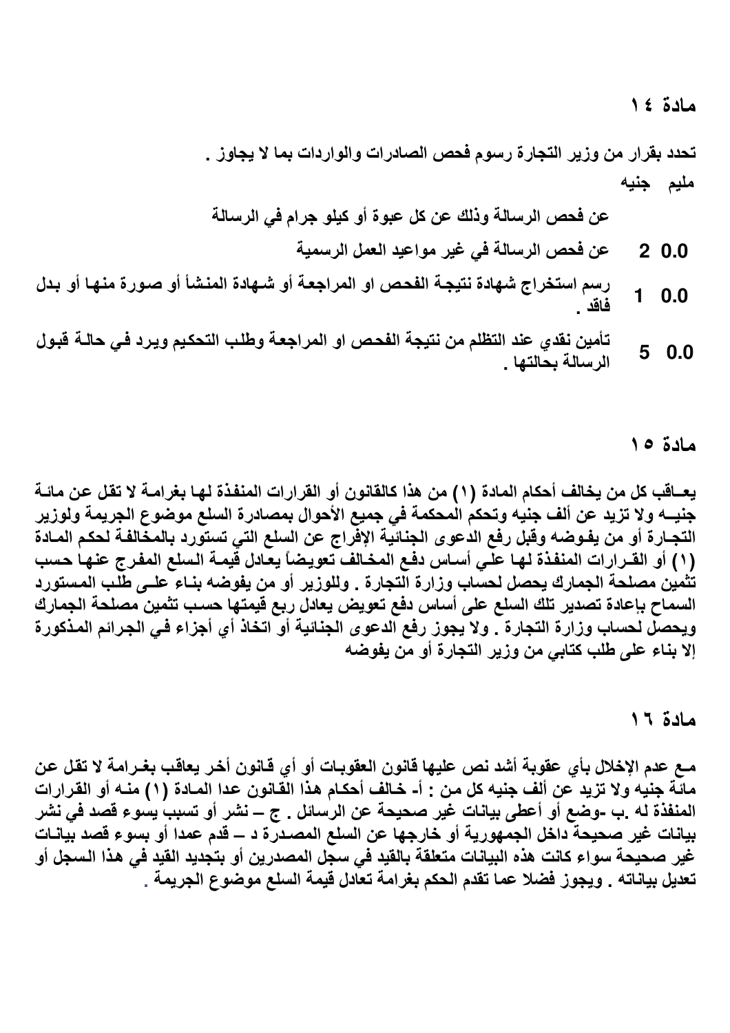## مادة ١٤

تحدد بقرار من وزير التجارة رسوم فحص الصادرات والواردات بما لا يجاوز .

| مليم | جنيه | |
|---|---|---|
| | | عن فحص الرسالة وذلك عن كل عبوة أو كيلو جرام في الرسالة |
| 0.0 | 2 | عن فحص الرسالة في غير مواعيد العمل الرسمية |
| 0.0 | 1 | رسم استخراج شهادة نتيجة الفحص او المراجعة أو شهادة المنشأ أو صورة منها أو بدل فاقد . |
| 0.0 | 5 | تأمين نقدي عند التظلم من نتيجة الفحص او المراجعة وطلب التحكيم ويرد في حالة قبول الرسالة بحالتها . |

## مادة ١٥

يعــاقب كل من يخالف أحكام المادة (١) من هذا كالقانون أو القرارات المنفذة لها بغرامة لا تقل عن مائة جنيــه ولا تزيد عن ألف جنيه وتحكم المحكمة في جميع الأحوال بمصادرة السلع موضوع الجريمة ولوزير التجارة أو من يفوضه وقبل رفع الدعوى الجنائية الإفراج عن السلع التي تستورد بالمخالفة لحكم المادة (١) أو القرارات المنفذة لها علي أساس دفع المخالف تعويضاً يعادل قيمة السلع المفرج عنها حسب تثمين مصلحة الجمارك يحصل لحساب وزارة التجارة . وللوزير أو من يفوضه بناء على طلب المستورد السماح بإعادة تصدير تلك السلع على أساس دفع تعويض يعادل ربع قيمتها حسب تثمين مصلحة الجمارك ويحصل لحساب وزارة التجارة . ولا يجوز رفع الدعوى الجنائية أو اتخاذ أي أجزاء في الجرائم المذكورة إلا بناء على طلب كتابي من وزير التجارة أو من يفوضه

## مادة ١٦

مـع عدم الإخلال بأي عقوبة أشد نص عليها قانون العقوبات أو أي قانون أخر يعاقب بغرامة لا تقل عن مائة جنيه ولا تزيد عن ألف جنيه كل من : أ- خالف أحكام هذا القانون عدا المادة (١) منه أو القرارات المنفذة له .ب -وضع أو أعطى بيانات غير صحيحة عن الرسائل . ج – نشر أو تسبب بسوء قصد في نشر بيانات غير صحيحة داخل الجمهورية أو خارجها عن السلع المصدرة د – قدم عمدا أو بسوء قصد بيانات غير صحيحة سواء كانت هذه البيانات متعلقة بالقيد في سجل المصدرين أو بتجديد القيد في هذا السجل أو تعديل بياناته . ويجوز فضلا عما تقدم الحكم بغرامة تعادل قيمة السلع موضوع الجريمة .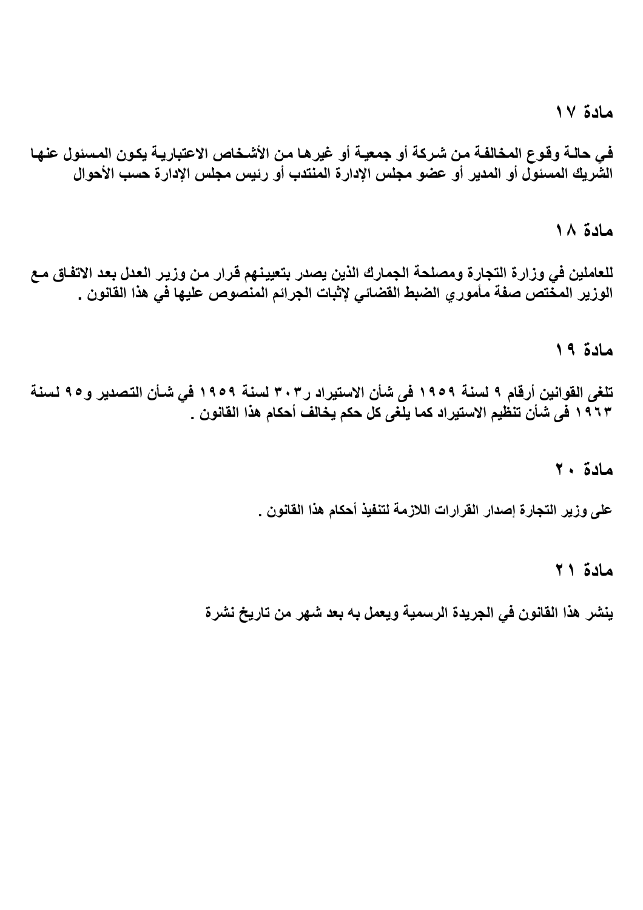**مادة ١٧**

**في حالة وقوع المخالفة من شركة أو جمعية أو غيرها من الأشخاص الاعتبارية يكون المسئول عنها الشريك المسئول أو المدير أو عضو مجلس الإدارة المنتدب أو رئيس مجلس الإدارة حسب الأحوال**

**مادة ١٨**

**للعاملين في وزارة التجارة ومصلحة الجمارك الذين يصدر بتعيينهم قرار من وزير العدل بعد الاتفاق مع الوزير المختص صفة مأموري الضبط القضائي لإثبات الجرائم المنصوص عليها في هذا القانون .**

**مادة ١٩**

**تلغى القوانين أرقام ٩ لسنة ١٩٥٩ فى شأن الاستيراد ر٣٠٣ لسنة ١٩٥٩ في شأن التصدير و٩٥ لسنة ١٩٦٣ فى شأن تنظيم الاستيراد كما يلغى كل حكم يخالف أحكام هذا القانون .**

**مادة ٢٠**

**على وزير التجارة إصدار القرارات اللازمة لتنفيذ أحكام هذا القانون .**

**مادة ٢١**

**ينشر هذا القانون في الجريدة الرسمية ويعمل به بعد شهر من تاريخ نشرة**